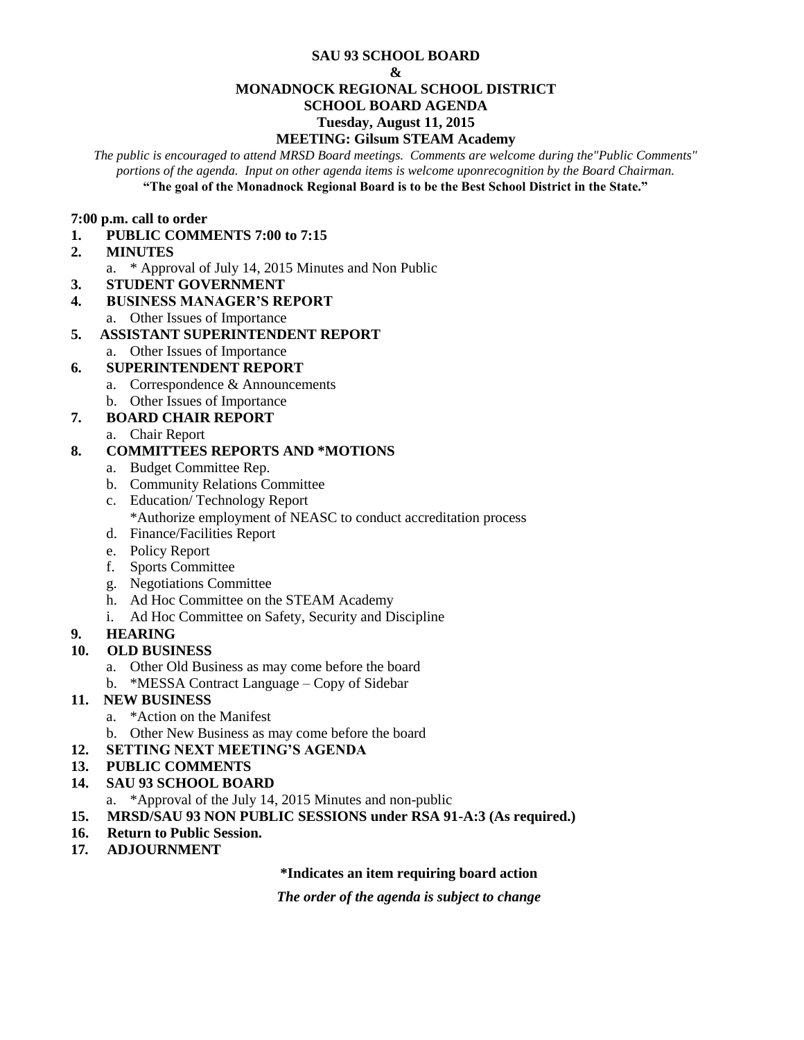# SAU 93 SCHOOL BOARD
# &
# MONADNOCK REGIONAL SCHOOL DISTRICT
# SCHOOL BOARD AGENDA

**Tuesday, August 11, 2015**

**MEETING: Gilsum STEAM Academy**

*The public is encouraged to attend MRSD Board meetings. Comments are welcome during the"Public Comments" portions of the agenda. Input on other agenda items is welcome uponrecognition by the Board Chairman.*

**"The goal of the Monadnock Regional Board is to be the Best School District in the State."**

**7:00 p.m. call to order**

1. **PUBLIC COMMENTS 7:00 to 7:15**
2. **MINUTES**
   a. * Approval of July 14, 2015 Minutes and Non Public
3. **STUDENT GOVERNMENT**
4. **BUSINESS MANAGER'S REPORT**
   a. Other Issues of Importance
5. **ASSISTANT SUPERINTENDENT REPORT**
   a. Other Issues of Importance
6. **SUPERINTENDENT REPORT**
   a. Correspondence & Announcements
   b. Other Issues of Importance
7. **BOARD CHAIR REPORT**
   a. Chair Report
8. **COMMITTEES REPORTS AND *MOTIONS**
   a. Budget Committee Rep.
   b. Community Relations Committee
   c. Education/ Technology Report
      *Authorize employment of NEASC to conduct accreditation process
   d. Finance/Facilities Report
   e. Policy Report
   f. Sports Committee
   g. Negotiations Committee
   h. Ad Hoc Committee on the STEAM Academy
   i. Ad Hoc Committee on Safety, Security and Discipline
9. **HEARING**
10. **OLD BUSINESS**
    a. Other Old Business as may come before the board
    b. *MESSA Contract Language – Copy of Sidebar
11. **NEW BUSINESS**
    a. *Action on the Manifest
    b. Other New Business as may come before the board
12. **SETTING NEXT MEETING'S AGENDA**
13. **PUBLIC COMMENTS**
14. **SAU 93 SCHOOL BOARD**
    a. *Approval of the July 14, 2015 Minutes and non-public
15. **MRSD/SAU 93 NON PUBLIC SESSIONS under RSA 91-A:3 (As required.)**
16. **Return to Public Session.**
17. **ADJOURNMENT**

**\*Indicates an item requiring board action**

***The order of the agenda is subject to change***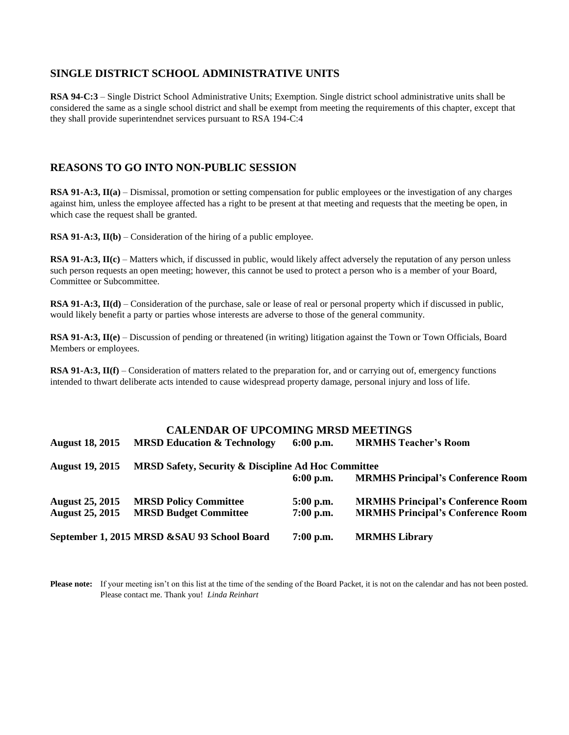## SINGLE DISTRICT SCHOOL ADMINISTRATIVE UNITS

**RSA 94-C:3** – Single District School Administrative Units; Exemption. Single district school administrative units shall be considered the same as a single school district and shall be exempt from meeting the requirements of this chapter, except that they shall provide superintendnet services pursuant to RSA 194-C:4

## REASONS TO GO INTO NON-PUBLIC SESSION

**RSA 91-A:3, II(a)** – Dismissal, promotion or setting compensation for public employees or the investigation of any charges against him, unless the employee affected has a right to be present at that meeting and requests that the meeting be open, in which case the request shall be granted.

**RSA 91-A:3, II(b)** – Consideration of the hiring of a public employee.

**RSA 91-A:3, II(c)** – Matters which, if discussed in public, would likely affect adversely the reputation of any person unless such person requests an open meeting; however, this cannot be used to protect a person who is a member of your Board, Committee or Subcommittee.

**RSA 91-A:3, II(d)** – Consideration of the purchase, sale or lease of real or personal property which if discussed in public, would likely benefit a party or parties whose interests are adverse to those of the general community.

**RSA 91-A:3, II(e)** – Discussion of pending or threatened (in writing) litigation against the Town or Town Officials, Board Members or employees.

**RSA 91-A:3, II(f)** – Consideration of matters related to the preparation for, and or carrying out of, emergency functions intended to thwart deliberate acts intended to cause widespread property damage, personal injury and loss of life.

## CALENDAR OF UPCOMING MRSD MEETINGS

| | | | |
|---|---|---|---|
| **August 18, 2015** | **MRSD Education & Technology** | **6:00 p.m.** | **MRMHS Teacher's Room** |
| **August 19, 2015** | **MRSD Safety, Security & Discipline Ad Hoc Committee** | **6:00 p.m.** | **MRMHS Principal's Conference Room** |
| **August 25, 2015** | **MRSD Policy Committee** | **5:00 p.m.** | **MRMHS Principal's Conference Room** |
| **August 25, 2015** | **MRSD Budget Committee** | **7:00 p.m.** | **MRMHS Principal's Conference Room** |
| **September 1, 2015** | **MRSD &SAU 93 School Board** | **7:00 p.m.** | **MRMHS Library** |

**Please note:** If your meeting isn't on this list at the time of the sending of the Board Packet, it is not on the calendar and has not been posted. Please contact me. Thank you! *Linda Reinhart*